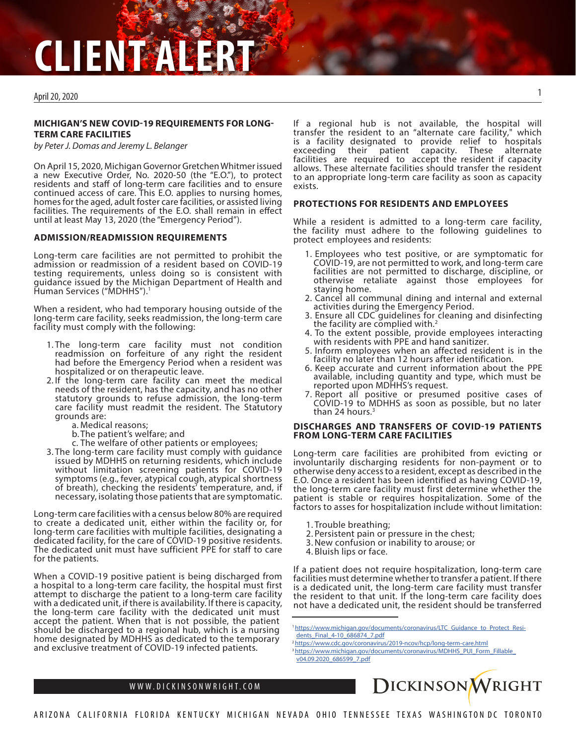# CLIENT ALERT

April 20, 2020

## MICHIGAN'S NEW COVID-19 REQUIREMENTS FOR LONG-TERM CARE FACILITIES

*by Peter J. Domas and Jeremy L. Belanger*

On April 15, 2020, Michigan Governor Gretchen Whitmer issued a new Executive Order, No. 2020-50 (the "E.O."), to protect residents and staff of long-term care facilities and to ensure continued access of care. This E.O. applies to nursing homes, homes for the aged, adult foster care facilities, or assisted living facilities. The requirements of the E.O. shall remain in effect until at least May 13, 2020 (the "Emergency Period").

### ADMISSION/READMISSION REQUIREMENTS

Long-term care facilities are not permitted to prohibit the admission or readmission of a resident based on COVID-19 testing requirements, unless doing so is consistent with guidance issued by the Michigan Department of Health and Human Services ("MDHHS").[1]

When a resident, who had temporary housing outside of the long-term care facility, seeks readmission, the long-term care facility must comply with the following:

1. The long-term care facility must not condition readmission on forfeiture of any right the resident had before the Emergency Period when a resident was hospitalized or on therapeutic leave.
2. If the long-term care facility can meet the medical needs of the resident, has the capacity, and has no other statutory grounds to refuse admission, the long-term care facility must readmit the resident. The Statutory grounds are:
   a. Medical reasons;
   b. The patient's welfare; and
   c. The welfare of other patients or employees;
3. The long-term care facility must comply with guidance issued by MDHHS on returning residents, which include without limitation screening patients for COVID-19 symptoms (e.g., fever, atypical cough, atypical shortness of breath), checking the residents' temperature, and, if necessary, isolating those patients that are symptomatic.

Long-term care facilities with a census below 80% are required to create a dedicated unit, either within the facility or, for long-term care facilities with multiple facilities, designating a dedicated facility, for the care of COVID-19 positive residents. The dedicated unit must have sufficient PPE for staff to care for the patients.

When a COVID-19 positive patient is being discharged from a hospital to a long-term care facility, the hospital must first attempt to discharge the patient to a long-term care facility with a dedicated unit, if there is availability. If there is capacity, the long-term care facility with the dedicated unit must accept the patient. When that is not possible, the patient should be discharged to a regional hub, which is a nursing home designated by MDHHS as dedicated to the temporary and exclusive treatment of COVID-19 infected patients.

If a regional hub is not available, the hospital will transfer the resident to an "alternate care facility," which is a facility designated to provide relief to hospitals exceeding their patient capacity. These alternate facilities are required to accept the resident if capacity allows. These alternate facilities should transfer the resident to an appropriate long-term care facility as soon as capacity exists.

### PROTECTIONS FOR RESIDENTS AND EMPLOYEES

While a resident is admitted to a long-term care facility, the facility must adhere to the following guidelines to protect employees and residents:

1. Employees who test positive, or are symptomatic for COVID-19, are not permitted to work, and long-term care facilities are not permitted to discharge, discipline, or otherwise retaliate against those employees for staying home.
2. Cancel all communal dining and internal and external activities during the Emergency Period.
3. Ensure all CDC guidelines for cleaning and disinfecting the facility are complied with.[2]
4. To the extent possible, provide employees interacting with residents with PPE and hand sanitizer.
5. Inform employees when an affected resident is in the facility no later than 12 hours after identification.
6. Keep accurate and current information about the PPE available, including quantity and type, which must be reported upon MDHHS's request.
7. Report all positive or presumed positive cases of COVID-19 to MDHHS as soon as possible, but no later than 24 hours.[3]

### DISCHARGES AND TRANSFERS OF COVID-19 PATIENTS FROM LONG-TERM CARE FACILITIES

Long-term care facilities are prohibited from evicting or involuntarily discharging residents for non-payment or to otherwise deny access to a resident, except as described in the E.O. Once a resident has been identified as having COVID-19, the long-term care facility must first determine whether the patient is stable or requires hospitalization. Some of the factors to asses for hospitalization include without limitation:

1. Trouble breathing;
2. Persistent pain or pressure in the chest;
3. New confusion or inability to arouse; or
4. Bluish lips or face.

If a patient does not require hospitalization, long-term care facilities must determine whether to transfer a patient. If there is a dedicated unit, the long-term care facility must transfer the resident to that unit. If the long-term care facility does not have a dedicated unit, the resident should be transferred

---

[1] https://www.michigan.gov/documents/coronavirus/LTC_Guidance_to_Protect_Residents_Final_4-10_686874_7.pdf

[2] https://www.cdc.gov/coronavirus/2019-ncov/hcp/long-term-care.html

[3] https://www.michigan.gov/documents/coronavirus/MDHHS_PUI_Form_Fillable_v04.09.2020_686599_7.pdf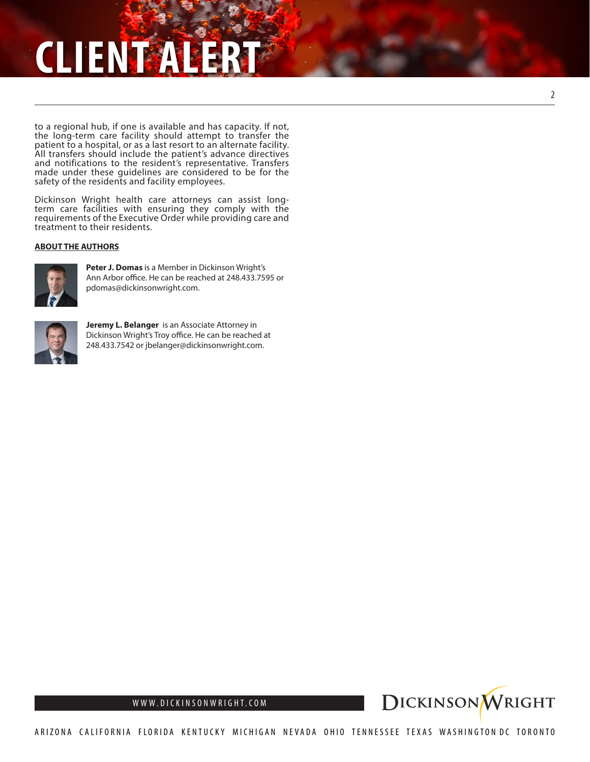to a regional hub, if one is available and has capacity. If not, the long-term care facility should attempt to transfer the patient to a hospital, or as a last resort to an alternate facility. All transfers should include the patient's advance directives and notifications to the resident's representative. Transfers made under these guidelines are considered to be for the safety of the residents and facility employees.

Dickinson Wright health care attorneys can assist long-term care facilities with ensuring they comply with the requirements of the Executive Order while providing care and treatment to their residents.

**ABOUT THE AUTHORS**

**Peter J. Domas** is a Member in Dickinson Wright's Ann Arbor office. He can be reached at 248.433.7595 or pdomas@dickinsonwright.com.

**Jeremy L. Belanger** is an Associate Attorney in Dickinson Wright's Troy office. He can be reached at 248.433.7542 or jbelanger@dickinsonwright.com.